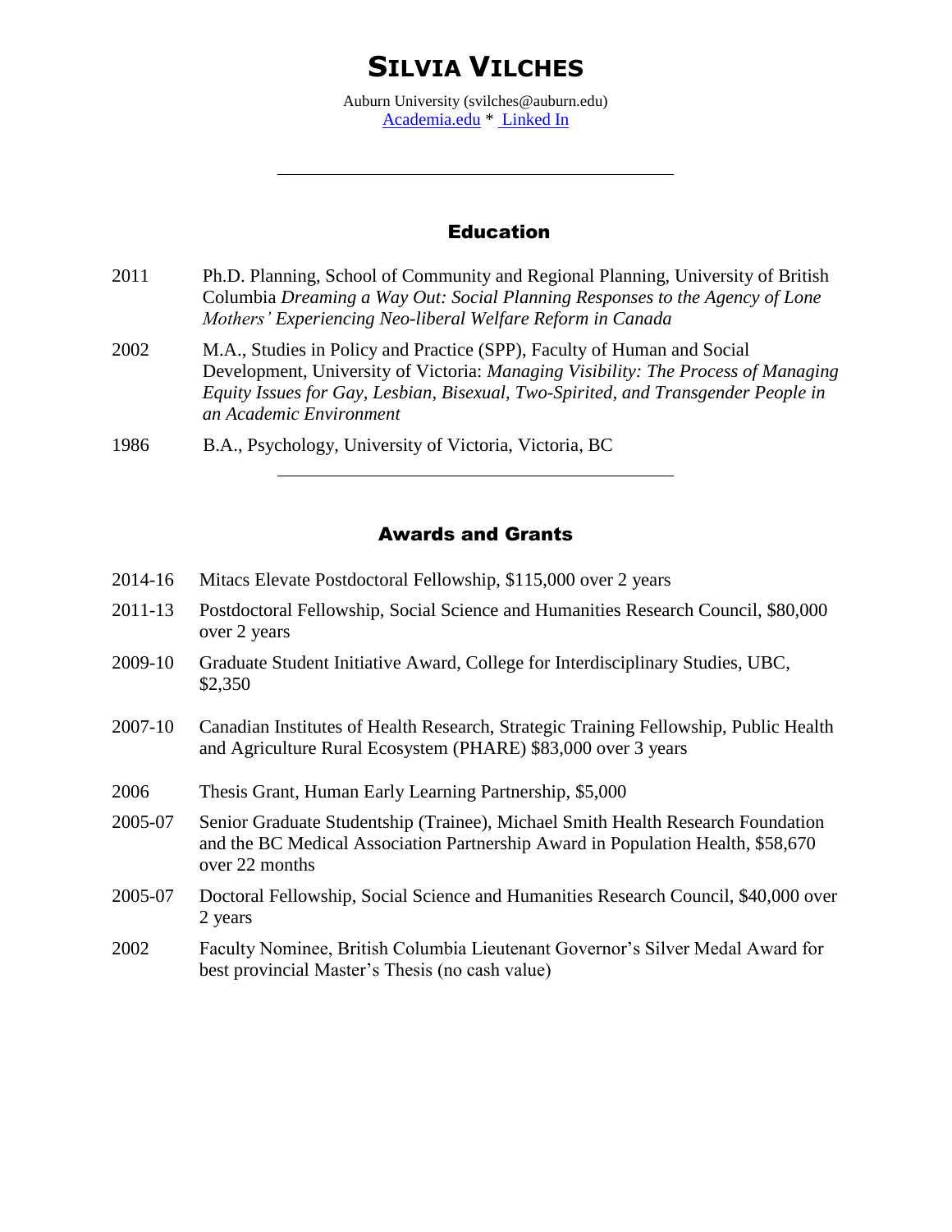# SILVIA VILCHES

Auburn University (svilches@auburn.edu)
Academia.edu * Linked In

---

## Education

2011 Ph.D. Planning, School of Community and Regional Planning, University of British Columbia *Dreaming a Way Out: Social Planning Responses to the Agency of Lone Mothers' Experiencing Neo-liberal Welfare Reform in Canada*

2002 M.A., Studies in Policy and Practice (SPP), Faculty of Human and Social Development, University of Victoria: *Managing Visibility: The Process of Managing Equity Issues for Gay, Lesbian, Bisexual, Two-Spirited, and Transgender People in an Academic Environment*

1986 B.A., Psychology, University of Victoria, Victoria, BC

---

## Awards and Grants

2014-16 Mitacs Elevate Postdoctoral Fellowship, $115,000 over 2 years

2011-13 Postdoctoral Fellowship, Social Science and Humanities Research Council, $80,000 over 2 years

2009-10 Graduate Student Initiative Award, College for Interdisciplinary Studies, UBC, $2,350

2007-10 Canadian Institutes of Health Research, Strategic Training Fellowship, Public Health and Agriculture Rural Ecosystem (PHARE) $83,000 over 3 years

2006 Thesis Grant, Human Early Learning Partnership, $5,000

2005-07 Senior Graduate Studentship (Trainee), Michael Smith Health Research Foundation and the BC Medical Association Partnership Award in Population Health, $58,670 over 22 months

2005-07 Doctoral Fellowship, Social Science and Humanities Research Council, $40,000 over 2 years

2002 Faculty Nominee, British Columbia Lieutenant Governor's Silver Medal Award for best provincial Master's Thesis (no cash value)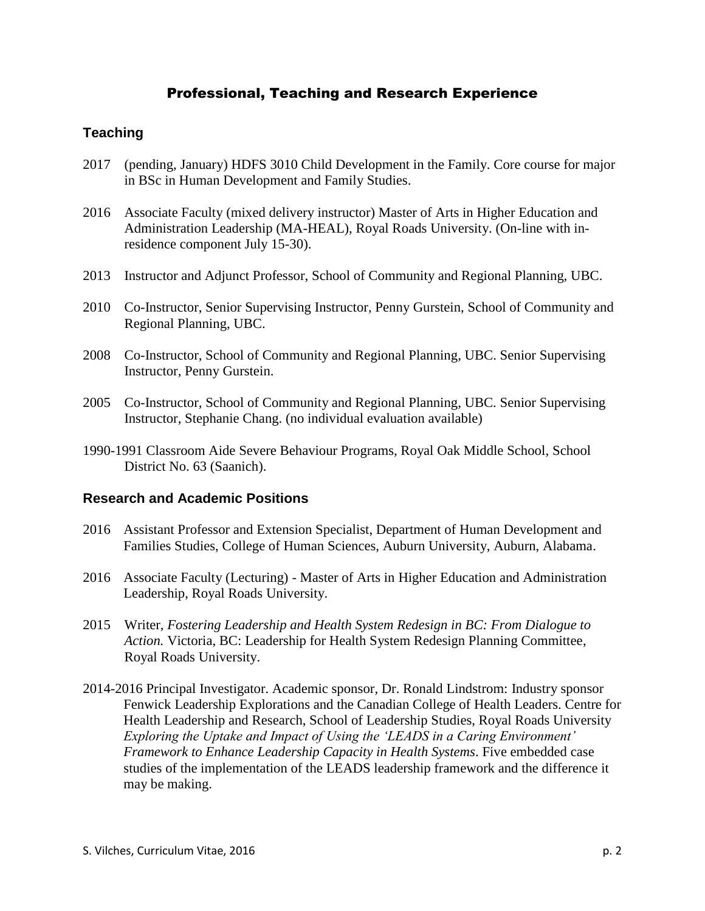# Professional, Teaching and Research Experience

## Teaching

2017 (pending, January) HDFS 3010 Child Development in the Family. Core course for major in BSc in Human Development and Family Studies.

2016 Associate Faculty (mixed delivery instructor) Master of Arts in Higher Education and Administration Leadership (MA-HEAL), Royal Roads University. (On-line with in-residence component July 15-30).

2013 Instructor and Adjunct Professor, School of Community and Regional Planning, UBC.

2010 Co-Instructor, Senior Supervising Instructor, Penny Gurstein, School of Community and Regional Planning, UBC.

2008 Co-Instructor, School of Community and Regional Planning, UBC. Senior Supervising Instructor, Penny Gurstein.

2005 Co-Instructor, School of Community and Regional Planning, UBC. Senior Supervising Instructor, Stephanie Chang. (no individual evaluation available)

1990-1991 Classroom Aide Severe Behaviour Programs, Royal Oak Middle School, School District No. 63 (Saanich).

## Research and Academic Positions

2016 Assistant Professor and Extension Specialist, Department of Human Development and Families Studies, College of Human Sciences, Auburn University, Auburn, Alabama.

2016 Associate Faculty (Lecturing) - Master of Arts in Higher Education and Administration Leadership, Royal Roads University.

2015 Writer, *Fostering Leadership and Health System Redesign in BC: From Dialogue to Action.* Victoria, BC: Leadership for Health System Redesign Planning Committee, Royal Roads University.

2014-2016 Principal Investigator. Academic sponsor, Dr. Ronald Lindstrom: Industry sponsor Fenwick Leadership Explorations and the Canadian College of Health Leaders. Centre for Health Leadership and Research, School of Leadership Studies, Royal Roads University *Exploring the Uptake and Impact of Using the 'LEADS in a Caring Environment' Framework to Enhance Leadership Capacity in Health Systems*. Five embedded case studies of the implementation of the LEADS leadership framework and the difference it may be making.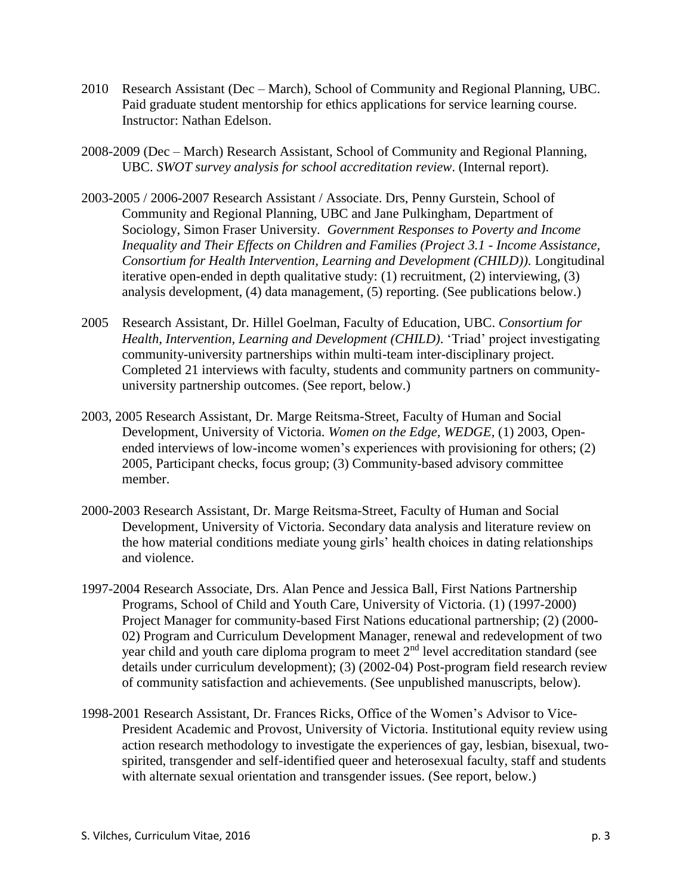2010 Research Assistant (Dec – March), School of Community and Regional Planning, UBC. Paid graduate student mentorship for ethics applications for service learning course. Instructor: Nathan Edelson.

2008-2009 (Dec – March) Research Assistant, School of Community and Regional Planning, UBC. *SWOT survey analysis for school accreditation review*. (Internal report).

2003-2005 / 2006-2007 Research Assistant / Associate. Drs, Penny Gurstein, School of Community and Regional Planning, UBC and Jane Pulkingham, Department of Sociology, Simon Fraser University. *Government Responses to Poverty and Income Inequality and Their Effects on Children and Families (Project 3.1 - Income Assistance, Consortium for Health Intervention, Learning and Development (CHILD)).* Longitudinal iterative open-ended in depth qualitative study: (1) recruitment, (2) interviewing, (3) analysis development, (4) data management, (5) reporting. (See publications below.)

2005 Research Assistant, Dr. Hillel Goelman, Faculty of Education, UBC. *Consortium for Health, Intervention, Learning and Development (CHILD)*. 'Triad' project investigating community-university partnerships within multi-team inter-disciplinary project. Completed 21 interviews with faculty, students and community partners on community-university partnership outcomes. (See report, below.)

2003, 2005 Research Assistant, Dr. Marge Reitsma-Street, Faculty of Human and Social Development, University of Victoria. *Women on the Edge, WEDGE,* (1) 2003, Open-ended interviews of low-income women's experiences with provisioning for others; (2) 2005, Participant checks, focus group; (3) Community-based advisory committee member.

2000-2003 Research Assistant, Dr. Marge Reitsma-Street, Faculty of Human and Social Development, University of Victoria. Secondary data analysis and literature review on the how material conditions mediate young girls' health choices in dating relationships and violence.

1997-2004 Research Associate, Drs. Alan Pence and Jessica Ball, First Nations Partnership Programs, School of Child and Youth Care, University of Victoria. (1) (1997-2000) Project Manager for community-based First Nations educational partnership; (2) (2000-02) Program and Curriculum Development Manager, renewal and redevelopment of two year child and youth care diploma program to meet 2nd level accreditation standard (see details under curriculum development); (3) (2002-04) Post-program field research review of community satisfaction and achievements. (See unpublished manuscripts, below).

1998-2001 Research Assistant, Dr. Frances Ricks, Office of the Women's Advisor to Vice-President Academic and Provost, University of Victoria. Institutional equity review using action research methodology to investigate the experiences of gay, lesbian, bisexual, two-spirited, transgender and self-identified queer and heterosexual faculty, staff and students with alternate sexual orientation and transgender issues. (See report, below.)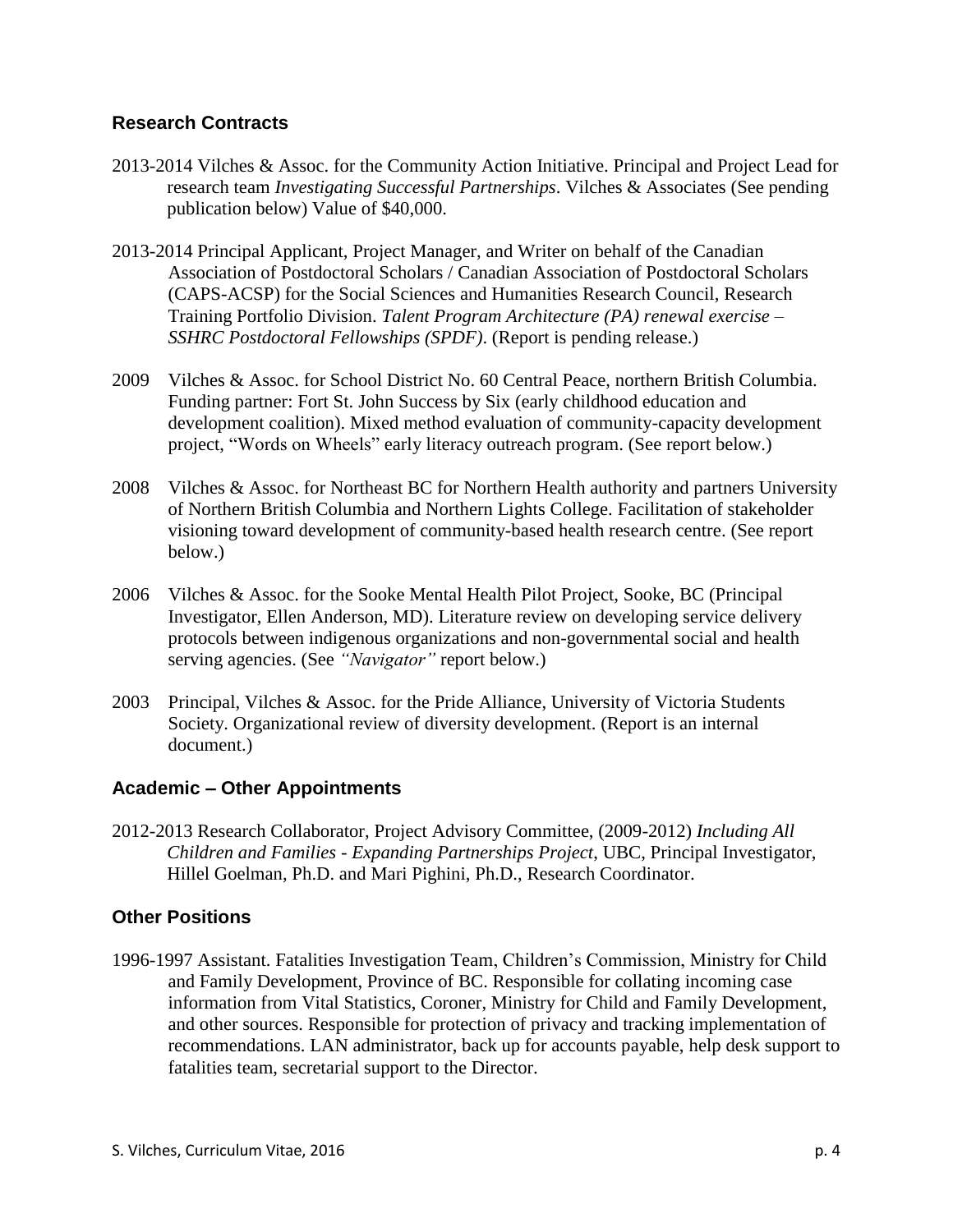## Research Contracts

2013-2014 Vilches & Assoc. for the Community Action Initiative. Principal and Project Lead for research team *Investigating Successful Partnerships*. Vilches & Associates (See pending publication below) Value of $40,000.

2013-2014 Principal Applicant, Project Manager, and Writer on behalf of the Canadian Association of Postdoctoral Scholars / Canadian Association of Postdoctoral Scholars (CAPS-ACSP) for the Social Sciences and Humanities Research Council, Research Training Portfolio Division. *Talent Program Architecture (PA) renewal exercise – SSHRC Postdoctoral Fellowships (SPDF)*. (Report is pending release.)

2009 Vilches & Assoc. for School District No. 60 Central Peace, northern British Columbia. Funding partner: Fort St. John Success by Six (early childhood education and development coalition). Mixed method evaluation of community-capacity development project, "Words on Wheels" early literacy outreach program. (See report below.)

2008 Vilches & Assoc. for Northeast BC for Northern Health authority and partners University of Northern British Columbia and Northern Lights College. Facilitation of stakeholder visioning toward development of community-based health research centre. (See report below.)

2006 Vilches & Assoc. for the Sooke Mental Health Pilot Project, Sooke, BC (Principal Investigator, Ellen Anderson, MD). Literature review on developing service delivery protocols between indigenous organizations and non-governmental social and health serving agencies. (See *"Navigator"* report below.)

2003 Principal, Vilches & Assoc. for the Pride Alliance, University of Victoria Students Society. Organizational review of diversity development. (Report is an internal document.)

## Academic – Other Appointments

2012-2013 Research Collaborator, Project Advisory Committee, (2009-2012) *Including All Children and Families - Expanding Partnerships Project*, UBC, Principal Investigator, Hillel Goelman, Ph.D. and Mari Pighini, Ph.D., Research Coordinator.

## Other Positions

1996-1997 Assistant. Fatalities Investigation Team, Children's Commission, Ministry for Child and Family Development, Province of BC. Responsible for collating incoming case information from Vital Statistics, Coroner, Ministry for Child and Family Development, and other sources. Responsible for protection of privacy and tracking implementation of recommendations. LAN administrator, back up for accounts payable, help desk support to fatalities team, secretarial support to the Director.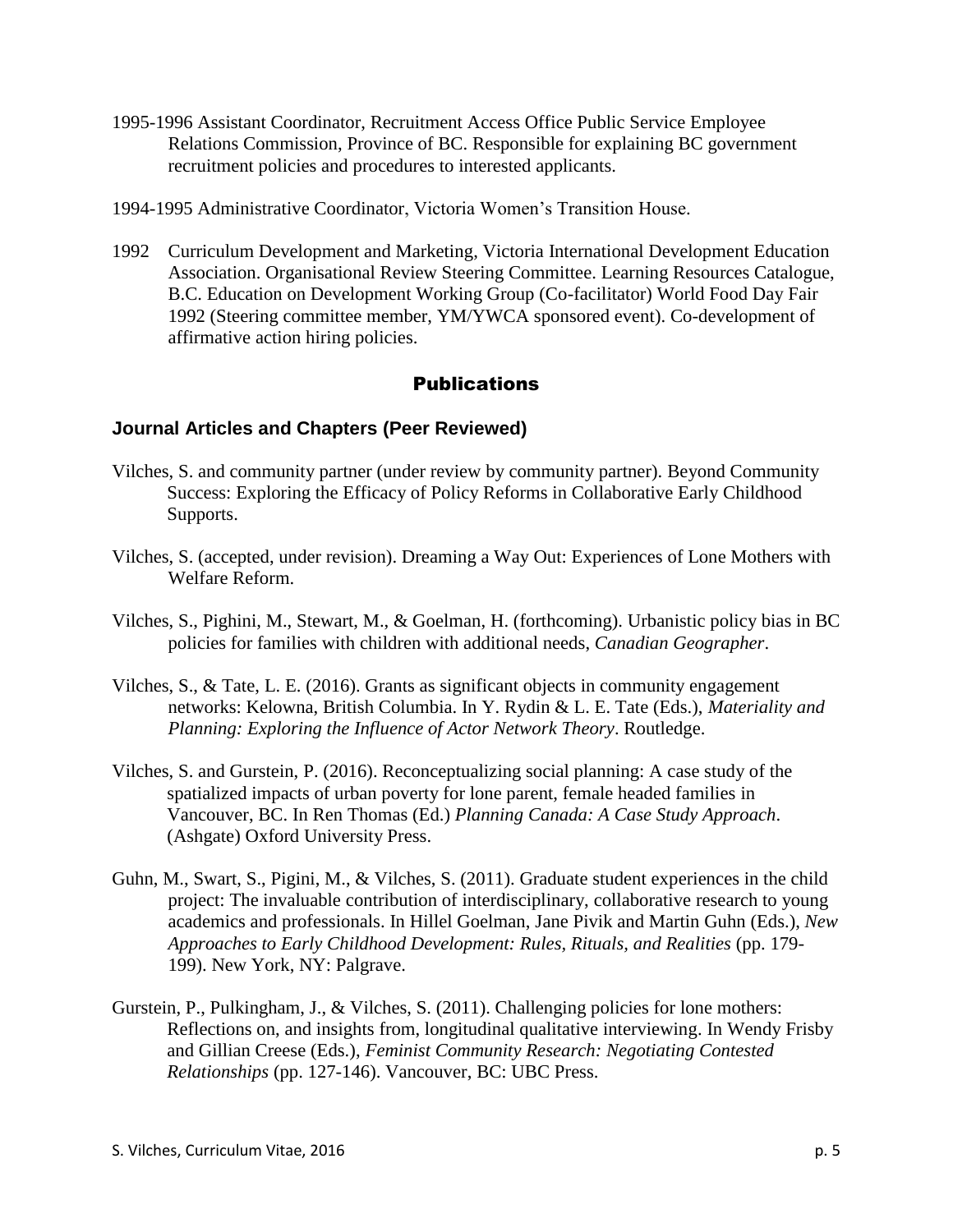1995-1996 Assistant Coordinator, Recruitment Access Office Public Service Employee Relations Commission, Province of BC. Responsible for explaining BC government recruitment policies and procedures to interested applicants.

1994-1995 Administrative Coordinator, Victoria Women's Transition House.

1992 Curriculum Development and Marketing, Victoria International Development Education Association. Organisational Review Steering Committee. Learning Resources Catalogue, B.C. Education on Development Working Group (Co-facilitator) World Food Day Fair 1992 (Steering committee member, YM/YWCA sponsored event). Co-development of affirmative action hiring policies.

## Publications

### Journal Articles and Chapters (Peer Reviewed)

Vilches, S. and community partner (under review by community partner). Beyond Community Success: Exploring the Efficacy of Policy Reforms in Collaborative Early Childhood Supports.

Vilches, S. (accepted, under revision). Dreaming a Way Out: Experiences of Lone Mothers with Welfare Reform.

Vilches, S., Pighini, M., Stewart, M., & Goelman, H. (forthcoming). Urbanistic policy bias in BC policies for families with children with additional needs, *Canadian Geographer*.

Vilches, S., & Tate, L. E. (2016). Grants as significant objects in community engagement networks: Kelowna, British Columbia. In Y. Rydin & L. E. Tate (Eds.), *Materiality and Planning: Exploring the Influence of Actor Network Theory*. Routledge.

Vilches, S. and Gurstein, P. (2016). Reconceptualizing social planning: A case study of the spatialized impacts of urban poverty for lone parent, female headed families in Vancouver, BC. In Ren Thomas (Ed.) *Planning Canada: A Case Study Approach*. (Ashgate) Oxford University Press.

Guhn, M., Swart, S., Pigini, M., & Vilches, S. (2011). Graduate student experiences in the child project: The invaluable contribution of interdisciplinary, collaborative research to young academics and professionals. In Hillel Goelman, Jane Pivik and Martin Guhn (Eds.), *New Approaches to Early Childhood Development: Rules, Rituals, and Realities* (pp. 179-199). New York, NY: Palgrave.

Gurstein, P., Pulkingham, J., & Vilches, S. (2011). Challenging policies for lone mothers: Reflections on, and insights from, longitudinal qualitative interviewing. In Wendy Frisby and Gillian Creese (Eds.), *Feminist Community Research: Negotiating Contested Relationships* (pp. 127-146). Vancouver, BC: UBC Press.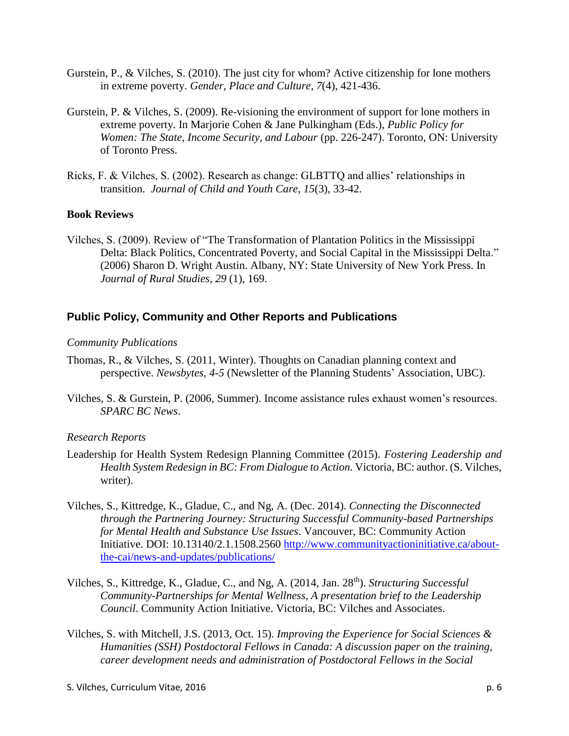Gurstein, P., & Vilches, S. (2010). The just city for whom? Active citizenship for lone mothers in extreme poverty. *Gender, Place and Culture*, *7*(4), 421-436.

Gurstein, P. & Vilches, S. (2009). Re-visioning the environment of support for lone mothers in extreme poverty. In Marjorie Cohen & Jane Pulkingham (Eds.), *Public Policy for Women: The State, Income Security, and Labour* (pp. 226-247). Toronto, ON: University of Toronto Press.

Ricks, F. & Vilches, S. (2002). Research as change: GLBTTQ and allies' relationships in transition. *Journal of Child and Youth Care, 15*(3), 33-42.

**Book Reviews**

Vilches, S. (2009). Review of "The Transformation of Plantation Politics in the Mississippi Delta: Black Politics, Concentrated Poverty, and Social Capital in the Mississippi Delta." (2006) Sharon D. Wright Austin. Albany, NY: State University of New York Press. In *Journal of Rural Studies*, *29* (1), 169.

## Public Policy, Community and Other Reports and Publications

*Community Publications*

Thomas, R., & Vilches, S. (2011, Winter). Thoughts on Canadian planning context and perspective. *Newsbytes, 4-5* (Newsletter of the Planning Students' Association, UBC).

Vilches, S. & Gurstein, P. (2006, Summer). Income assistance rules exhaust women's resources. *SPARC BC News*.

*Research Reports*

Leadership for Health System Redesign Planning Committee (2015). *Fostering Leadership and Health System Redesign in BC: From Dialogue to Action.* Victoria, BC: author. (S. Vilches, writer).

Vilches, S., Kittredge, K., Gladue, C., and Ng, A. (Dec. 2014). *Connecting the Disconnected through the Partnering Journey: Structuring Successful Community-based Partnerships for Mental Health and Substance Use Issues*. Vancouver, BC: Community Action Initiative. DOI: 10.13140/2.1.1508.2560 http://www.communityactioninitiative.ca/about-the-cai/news-and-updates/publications/

Vilches, S., Kittredge, K., Gladue, C., and Ng, A. (2014, Jan. 28th). *Structuring Successful Community-Partnerships for Mental Wellness, A presentation brief to the Leadership Council*. Community Action Initiative. Victoria, BC: Vilches and Associates.

Vilches, S. with Mitchell, J.S. (2013, Oct. 15). *Improving the Experience for Social Sciences & Humanities (SSH) Postdoctoral Fellows in Canada: A discussion paper on the training, career development needs and administration of Postdoctoral Fellows in the Social*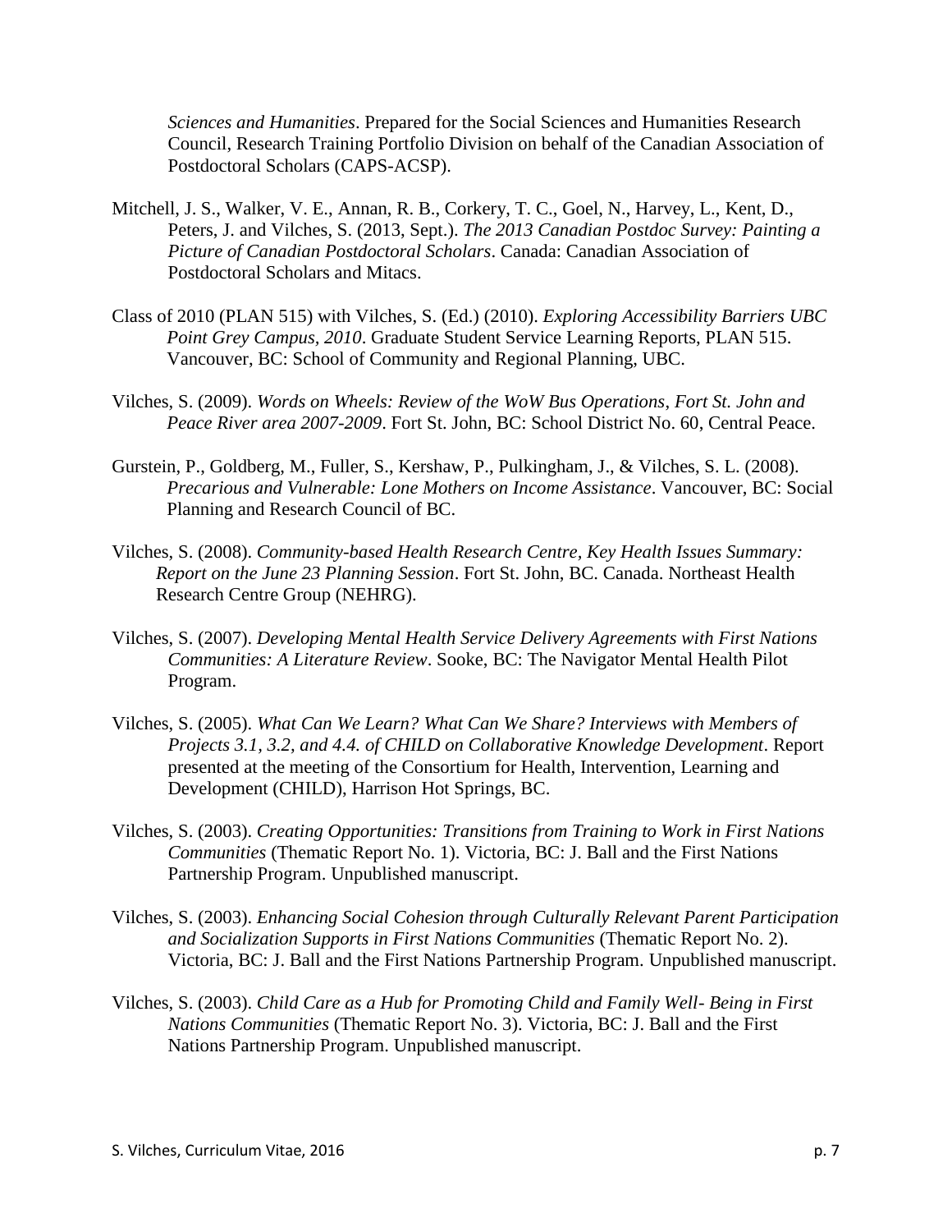*Sciences and Humanities*. Prepared for the Social Sciences and Humanities Research Council, Research Training Portfolio Division on behalf of the Canadian Association of Postdoctoral Scholars (CAPS-ACSP).

Mitchell, J. S., Walker, V. E., Annan, R. B., Corkery, T. C., Goel, N., Harvey, L., Kent, D., Peters, J. and Vilches, S. (2013, Sept.). *The 2013 Canadian Postdoc Survey: Painting a Picture of Canadian Postdoctoral Scholars*. Canada: Canadian Association of Postdoctoral Scholars and Mitacs.

Class of 2010 (PLAN 515) with Vilches, S. (Ed.) (2010). *Exploring Accessibility Barriers UBC Point Grey Campus, 2010*. Graduate Student Service Learning Reports, PLAN 515. Vancouver, BC: School of Community and Regional Planning, UBC.

Vilches, S. (2009). *Words on Wheels: Review of the WoW Bus Operations, Fort St. John and Peace River area 2007-2009*. Fort St. John, BC: School District No. 60, Central Peace.

Gurstein, P., Goldberg, M., Fuller, S., Kershaw, P., Pulkingham, J., & Vilches, S. L. (2008). *Precarious and Vulnerable: Lone Mothers on Income Assistance*. Vancouver, BC: Social Planning and Research Council of BC.

Vilches, S. (2008). *Community-based Health Research Centre, Key Health Issues Summary: Report on the June 23 Planning Session*. Fort St. John, BC. Canada. Northeast Health Research Centre Group (NEHRG).

Vilches, S. (2007). *Developing Mental Health Service Delivery Agreements with First Nations Communities: A Literature Review*. Sooke, BC: The Navigator Mental Health Pilot Program.

Vilches, S. (2005). *What Can We Learn? What Can We Share? Interviews with Members of Projects 3.1, 3.2, and 4.4. of CHILD on Collaborative Knowledge Development*. Report presented at the meeting of the Consortium for Health, Intervention, Learning and Development (CHILD), Harrison Hot Springs, BC.

Vilches, S. (2003). *Creating Opportunities: Transitions from Training to Work in First Nations Communities* (Thematic Report No. 1). Victoria, BC: J. Ball and the First Nations Partnership Program. Unpublished manuscript.

Vilches, S. (2003). *Enhancing Social Cohesion through Culturally Relevant Parent Participation and Socialization Supports in First Nations Communities* (Thematic Report No. 2). Victoria, BC: J. Ball and the First Nations Partnership Program. Unpublished manuscript.

Vilches, S. (2003). *Child Care as a Hub for Promoting Child and Family Well- Being in First Nations Communities* (Thematic Report No. 3). Victoria, BC: J. Ball and the First Nations Partnership Program. Unpublished manuscript.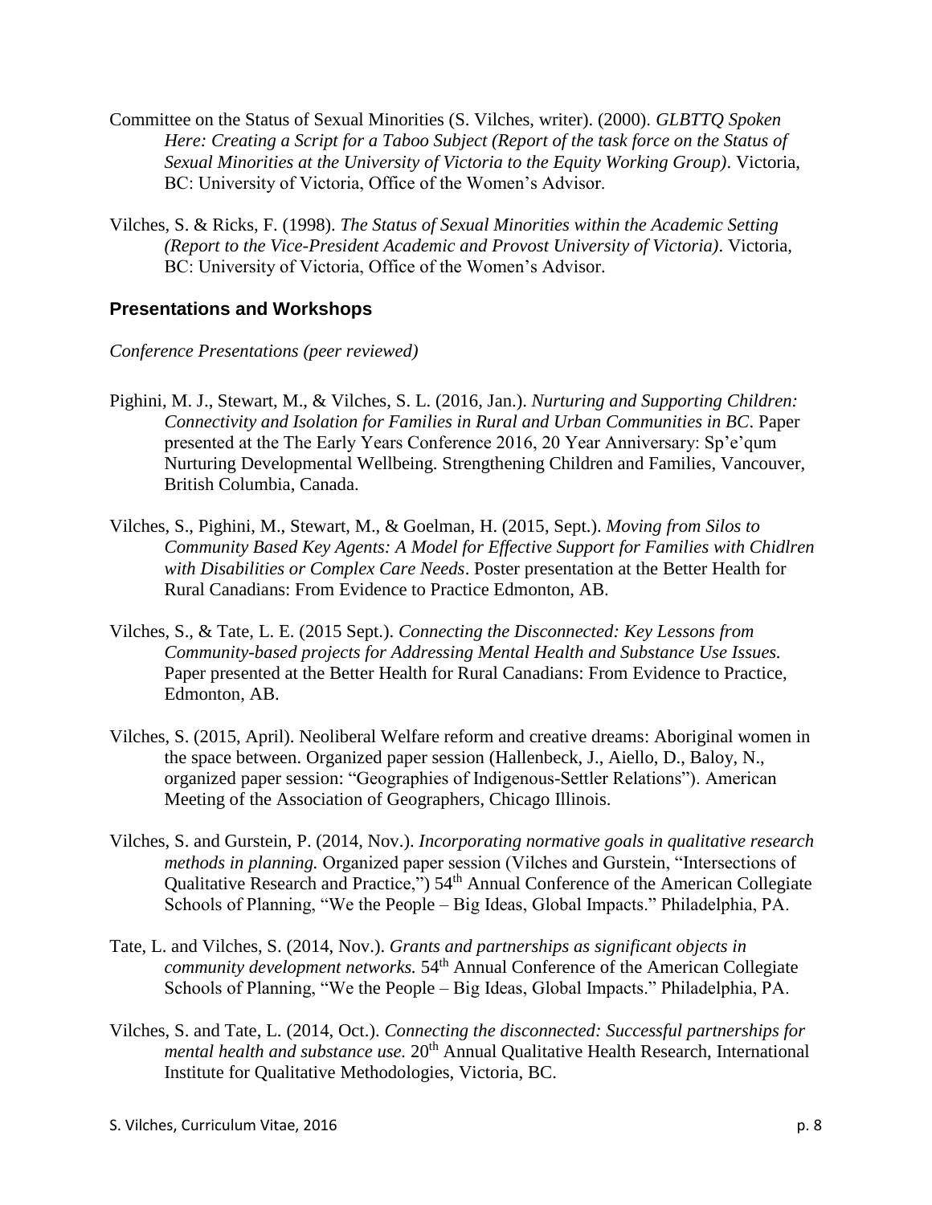Committee on the Status of Sexual Minorities (S. Vilches, writer). (2000). *GLBTTQ Spoken Here: Creating a Script for a Taboo Subject (Report of the task force on the Status of Sexual Minorities at the University of Victoria to the Equity Working Group)*. Victoria, BC: University of Victoria, Office of the Women's Advisor.

Vilches, S. & Ricks, F. (1998). *The Status of Sexual Minorities within the Academic Setting (Report to the Vice-President Academic and Provost University of Victoria)*. Victoria, BC: University of Victoria, Office of the Women's Advisor.

## Presentations and Workshops

*Conference Presentations (peer reviewed)*

Pighini, M. J., Stewart, M., & Vilches, S. L. (2016, Jan.). *Nurturing and Supporting Children: Connectivity and Isolation for Families in Rural and Urban Communities in BC*. Paper presented at the The Early Years Conference 2016, 20 Year Anniversary: Sp'e'qum Nurturing Developmental Wellbeing. Strengthening Children and Families, Vancouver, British Columbia, Canada.

Vilches, S., Pighini, M., Stewart, M., & Goelman, H. (2015, Sept.). *Moving from Silos to Community Based Key Agents: A Model for Effective Support for Families with Chidlren with Disabilities or Complex Care Needs*. Poster presentation at the Better Health for Rural Canadians: From Evidence to Practice Edmonton, AB.

Vilches, S., & Tate, L. E. (2015 Sept.). *Connecting the Disconnected: Key Lessons from Community-based projects for Addressing Mental Health and Substance Use Issues.* Paper presented at the Better Health for Rural Canadians: From Evidence to Practice, Edmonton, AB.

Vilches, S. (2015, April). Neoliberal Welfare reform and creative dreams: Aboriginal women in the space between. Organized paper session (Hallenbeck, J., Aiello, D., Baloy, N., organized paper session: "Geographies of Indigenous-Settler Relations"). American Meeting of the Association of Geographers, Chicago Illinois.

Vilches, S. and Gurstein, P. (2014, Nov.). *Incorporating normative goals in qualitative research methods in planning.* Organized paper session (Vilches and Gurstein, "Intersections of Qualitative Research and Practice,") 54th Annual Conference of the American Collegiate Schools of Planning, "We the People – Big Ideas, Global Impacts." Philadelphia, PA.

Tate, L. and Vilches, S. (2014, Nov.). *Grants and partnerships as significant objects in community development networks.* 54th Annual Conference of the American Collegiate Schools of Planning, "We the People – Big Ideas, Global Impacts." Philadelphia, PA.

Vilches, S. and Tate, L. (2014, Oct.). *Connecting the disconnected: Successful partnerships for mental health and substance use.* 20th Annual Qualitative Health Research, International Institute for Qualitative Methodologies, Victoria, BC.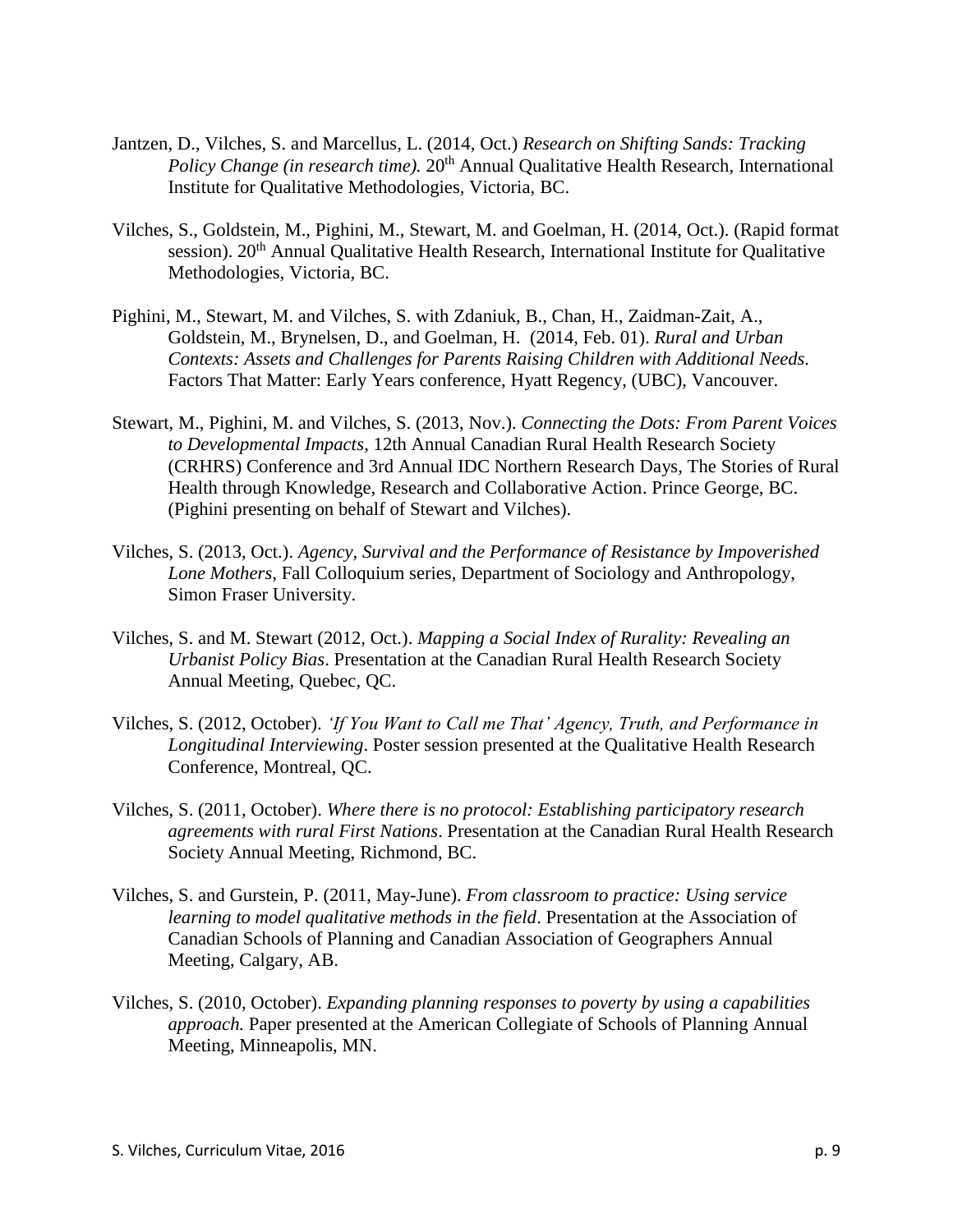Jantzen, D., Vilches, S. and Marcellus, L. (2014, Oct.) *Research on Shifting Sands: Tracking Policy Change (in research time).* 20th Annual Qualitative Health Research, International Institute for Qualitative Methodologies, Victoria, BC.

Vilches, S., Goldstein, M., Pighini, M., Stewart, M. and Goelman, H. (2014, Oct.). (Rapid format session). 20th Annual Qualitative Health Research, International Institute for Qualitative Methodologies, Victoria, BC.

Pighini, M., Stewart, M. and Vilches, S. with Zdaniuk, B., Chan, H., Zaidman-Zait, A., Goldstein, M., Brynelsen, D., and Goelman, H. (2014, Feb. 01). *Rural and Urban Contexts: Assets and Challenges for Parents Raising Children with Additional Needs*. Factors That Matter: Early Years conference, Hyatt Regency, (UBC), Vancouver.

Stewart, M., Pighini, M. and Vilches, S. (2013, Nov.). *Connecting the Dots: From Parent Voices to Developmental Impacts*, 12th Annual Canadian Rural Health Research Society (CRHRS) Conference and 3rd Annual IDC Northern Research Days, The Stories of Rural Health through Knowledge, Research and Collaborative Action. Prince George, BC. (Pighini presenting on behalf of Stewart and Vilches).

Vilches, S. (2013, Oct.). *Agency, Survival and the Performance of Resistance by Impoverished Lone Mothers*, Fall Colloquium series, Department of Sociology and Anthropology, Simon Fraser University.

Vilches, S. and M. Stewart (2012, Oct.). *Mapping a Social Index of Rurality: Revealing an Urbanist Policy Bias*. Presentation at the Canadian Rural Health Research Society Annual Meeting, Quebec, QC.

Vilches, S. (2012, October). *'If You Want to Call me That' Agency, Truth, and Performance in Longitudinal Interviewing*. Poster session presented at the Qualitative Health Research Conference, Montreal, QC.

Vilches, S. (2011, October). *Where there is no protocol: Establishing participatory research agreements with rural First Nations*. Presentation at the Canadian Rural Health Research Society Annual Meeting, Richmond, BC.

Vilches, S. and Gurstein, P. (2011, May-June). *From classroom to practice: Using service learning to model qualitative methods in the field*. Presentation at the Association of Canadian Schools of Planning and Canadian Association of Geographers Annual Meeting, Calgary, AB.

Vilches, S. (2010, October). *Expanding planning responses to poverty by using a capabilities approach.* Paper presented at the American Collegiate of Schools of Planning Annual Meeting, Minneapolis, MN.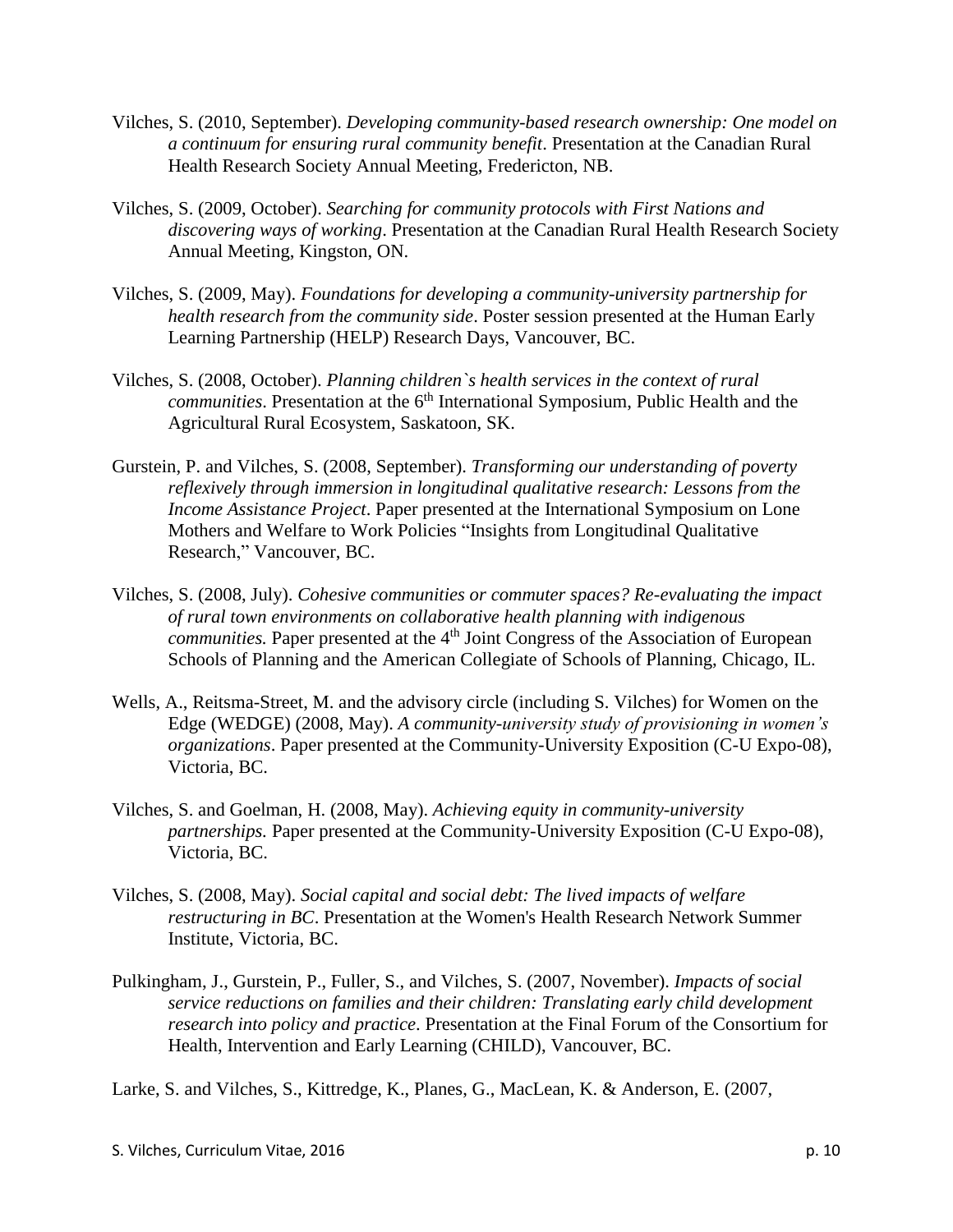Vilches, S. (2010, September). *Developing community-based research ownership: One model on a continuum for ensuring rural community benefit*. Presentation at the Canadian Rural Health Research Society Annual Meeting, Fredericton, NB.

Vilches, S. (2009, October). *Searching for community protocols with First Nations and discovering ways of working*. Presentation at the Canadian Rural Health Research Society Annual Meeting, Kingston, ON.

Vilches, S. (2009, May). *Foundations for developing a community-university partnership for health research from the community side*. Poster session presented at the Human Early Learning Partnership (HELP) Research Days, Vancouver, BC.

Vilches, S. (2008, October). *Planning children`s health services in the context of rural communities*. Presentation at the 6th International Symposium, Public Health and the Agricultural Rural Ecosystem, Saskatoon, SK.

Gurstein, P. and Vilches, S. (2008, September). *Transforming our understanding of poverty reflexively through immersion in longitudinal qualitative research: Lessons from the Income Assistance Project*. Paper presented at the International Symposium on Lone Mothers and Welfare to Work Policies "Insights from Longitudinal Qualitative Research," Vancouver, BC.

Vilches, S. (2008, July). *Cohesive communities or commuter spaces? Re-evaluating the impact of rural town environments on collaborative health planning with indigenous communities.* Paper presented at the 4th Joint Congress of the Association of European Schools of Planning and the American Collegiate of Schools of Planning, Chicago, IL.

Wells, A., Reitsma-Street, M. and the advisory circle (including S. Vilches) for Women on the Edge (WEDGE) (2008, May). *A community-university study of provisioning in women's organizations*. Paper presented at the Community-University Exposition (C-U Expo-08), Victoria, BC.

Vilches, S. and Goelman, H. (2008, May). *Achieving equity in community-university partnerships.* Paper presented at the Community-University Exposition (C-U Expo-08), Victoria, BC.

Vilches, S. (2008, May). *Social capital and social debt: The lived impacts of welfare restructuring in BC*. Presentation at the Women's Health Research Network Summer Institute, Victoria, BC.

Pulkingham, J., Gurstein, P., Fuller, S., and Vilches, S. (2007, November). *Impacts of social service reductions on families and their children: Translating early child development research into policy and practice*. Presentation at the Final Forum of the Consortium for Health, Intervention and Early Learning (CHILD), Vancouver, BC.

Larke, S. and Vilches, S., Kittredge, K., Planes, G., MacLean, K. & Anderson, E. (2007,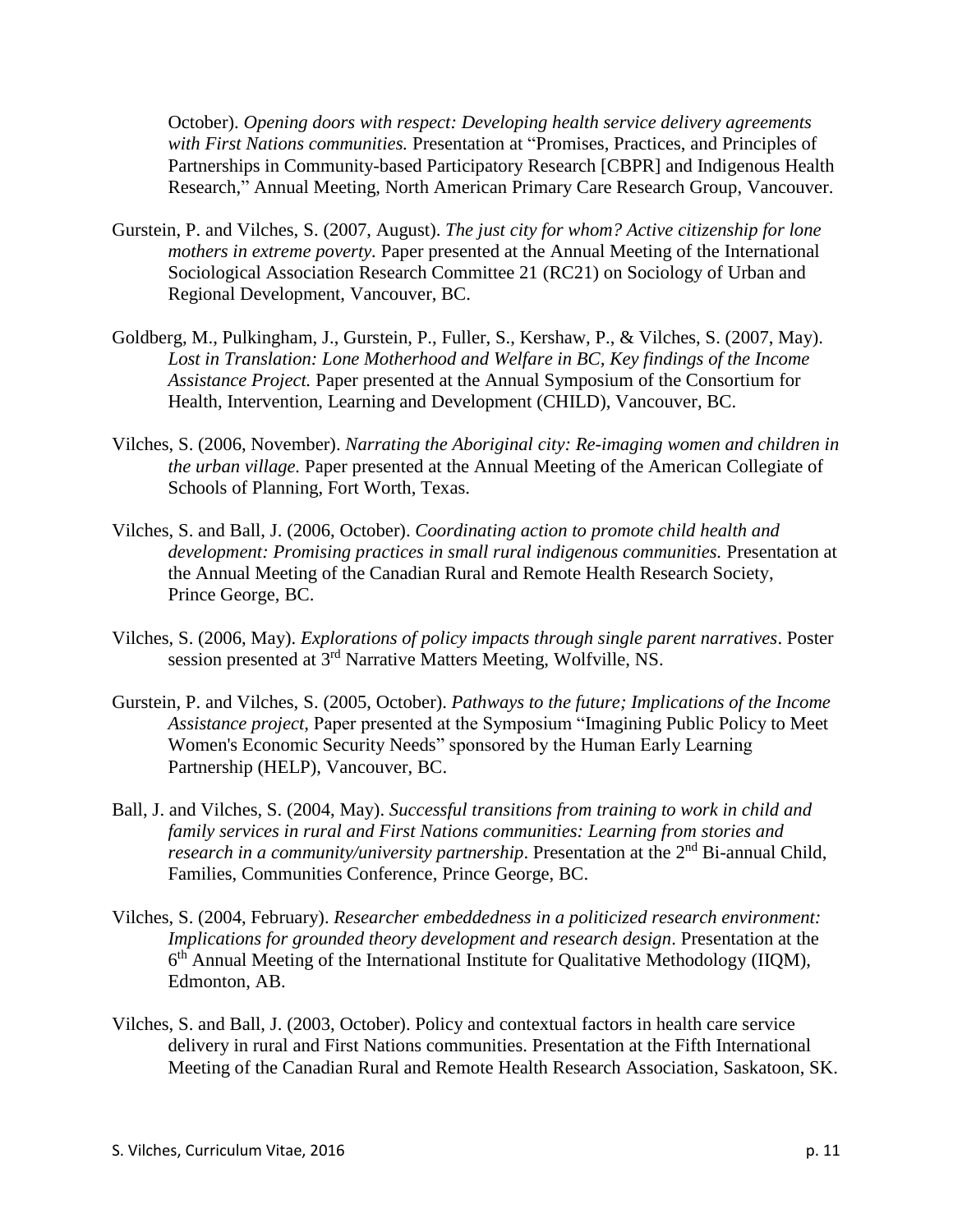October). *Opening doors with respect: Developing health service delivery agreements with First Nations communities.* Presentation at "Promises, Practices, and Principles of Partnerships in Community-based Participatory Research [CBPR] and Indigenous Health Research," Annual Meeting, North American Primary Care Research Group, Vancouver.

Gurstein, P. and Vilches, S. (2007, August). *The just city for whom? Active citizenship for lone mothers in extreme poverty.* Paper presented at the Annual Meeting of the International Sociological Association Research Committee 21 (RC21) on Sociology of Urban and Regional Development, Vancouver, BC.

Goldberg, M., Pulkingham, J., Gurstein, P., Fuller, S., Kershaw, P., & Vilches, S. (2007, May). *Lost in Translation: Lone Motherhood and Welfare in BC, Key findings of the Income Assistance Project.* Paper presented at the Annual Symposium of the Consortium for Health, Intervention, Learning and Development (CHILD), Vancouver, BC.

Vilches, S. (2006, November). *Narrating the Aboriginal city: Re-imaging women and children in the urban village.* Paper presented at the Annual Meeting of the American Collegiate of Schools of Planning, Fort Worth, Texas.

Vilches, S. and Ball, J. (2006, October). *Coordinating action to promote child health and development: Promising practices in small rural indigenous communities.* Presentation at the Annual Meeting of the Canadian Rural and Remote Health Research Society, Prince George, BC.

Vilches, S. (2006, May). *Explorations of policy impacts through single parent narratives*. Poster session presented at 3rd Narrative Matters Meeting, Wolfville, NS.

Gurstein, P. and Vilches, S. (2005, October). *Pathways to the future; Implications of the Income Assistance project,* Paper presented at the Symposium "Imagining Public Policy to Meet Women's Economic Security Needs" sponsored by the Human Early Learning Partnership (HELP), Vancouver, BC.

Ball, J. and Vilches, S. (2004, May). *Successful transitions from training to work in child and family services in rural and First Nations communities: Learning from stories and research in a community/university partnership*. Presentation at the 2nd Bi-annual Child, Families, Communities Conference, Prince George, BC.

Vilches, S. (2004, February). *Researcher embeddedness in a politicized research environment: Implications for grounded theory development and research design*. Presentation at the 6th Annual Meeting of the International Institute for Qualitative Methodology (IIQM), Edmonton, AB.

Vilches, S. and Ball, J. (2003, October). Policy and contextual factors in health care service delivery in rural and First Nations communities. Presentation at the Fifth International Meeting of the Canadian Rural and Remote Health Research Association, Saskatoon, SK.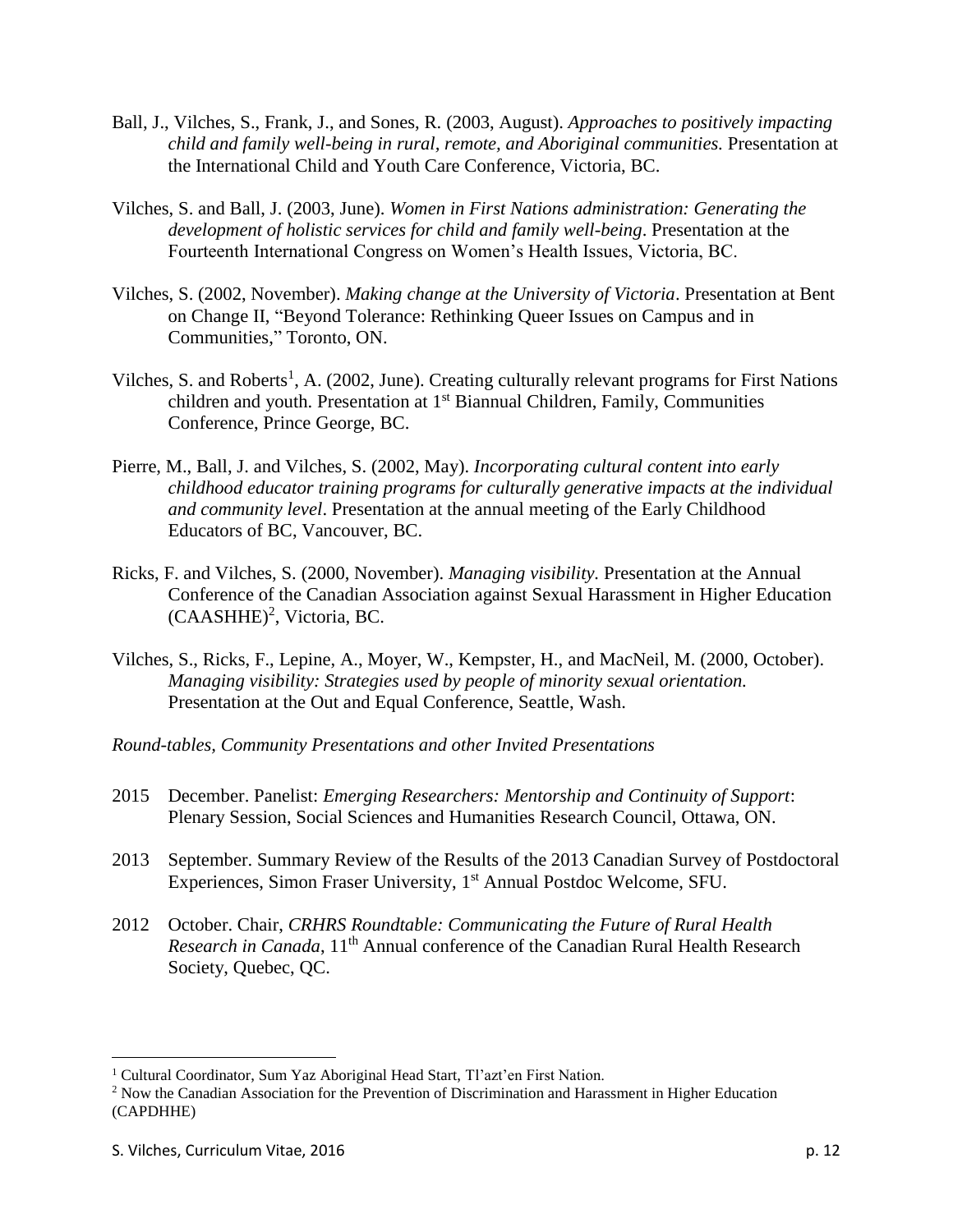Ball, J., Vilches, S., Frank, J., and Sones, R. (2003, August). *Approaches to positively impacting child and family well-being in rural, remote, and Aboriginal communities.* Presentation at the International Child and Youth Care Conference, Victoria, BC.

Vilches, S. and Ball, J. (2003, June). *Women in First Nations administration: Generating the development of holistic services for child and family well-being*. Presentation at the Fourteenth International Congress on Women's Health Issues, Victoria, BC.

Vilches, S. (2002, November). *Making change at the University of Victoria*. Presentation at Bent on Change II, "Beyond Tolerance: Rethinking Queer Issues on Campus and in Communities," Toronto, ON.

Vilches, S. and Roberts[1], A. (2002, June). Creating culturally relevant programs for First Nations children and youth. Presentation at 1st Biannual Children, Family, Communities Conference, Prince George, BC.

Pierre, M., Ball, J. and Vilches, S. (2002, May). *Incorporating cultural content into early childhood educator training programs for culturally generative impacts at the individual and community level*. Presentation at the annual meeting of the Early Childhood Educators of BC, Vancouver, BC.

Ricks, F. and Vilches, S. (2000, November). *Managing visibility.* Presentation at the Annual Conference of the Canadian Association against Sexual Harassment in Higher Education (CAASHHE)[2], Victoria, BC.

Vilches, S., Ricks, F., Lepine, A., Moyer, W., Kempster, H., and MacNeil, M. (2000, October). *Managing visibility: Strategies used by people of minority sexual orientation.* Presentation at the Out and Equal Conference, Seattle, Wash.

*Round-tables, Community Presentations and other Invited Presentations*

2015 December. Panelist: *Emerging Researchers: Mentorship and Continuity of Support*: Plenary Session, Social Sciences and Humanities Research Council, Ottawa, ON.

2013 September. Summary Review of the Results of the 2013 Canadian Survey of Postdoctoral Experiences, Simon Fraser University, 1st Annual Postdoc Welcome, SFU.

2012 October. Chair, *CRHRS Roundtable: Communicating the Future of Rural Health Research in Canada*, 11th Annual conference of the Canadian Rural Health Research Society, Quebec, QC.

---

[1] Cultural Coordinator, Sum Yaz Aboriginal Head Start, Tl'azt'en First Nation.

[2] Now the Canadian Association for the Prevention of Discrimination and Harassment in Higher Education (CAPDHHE)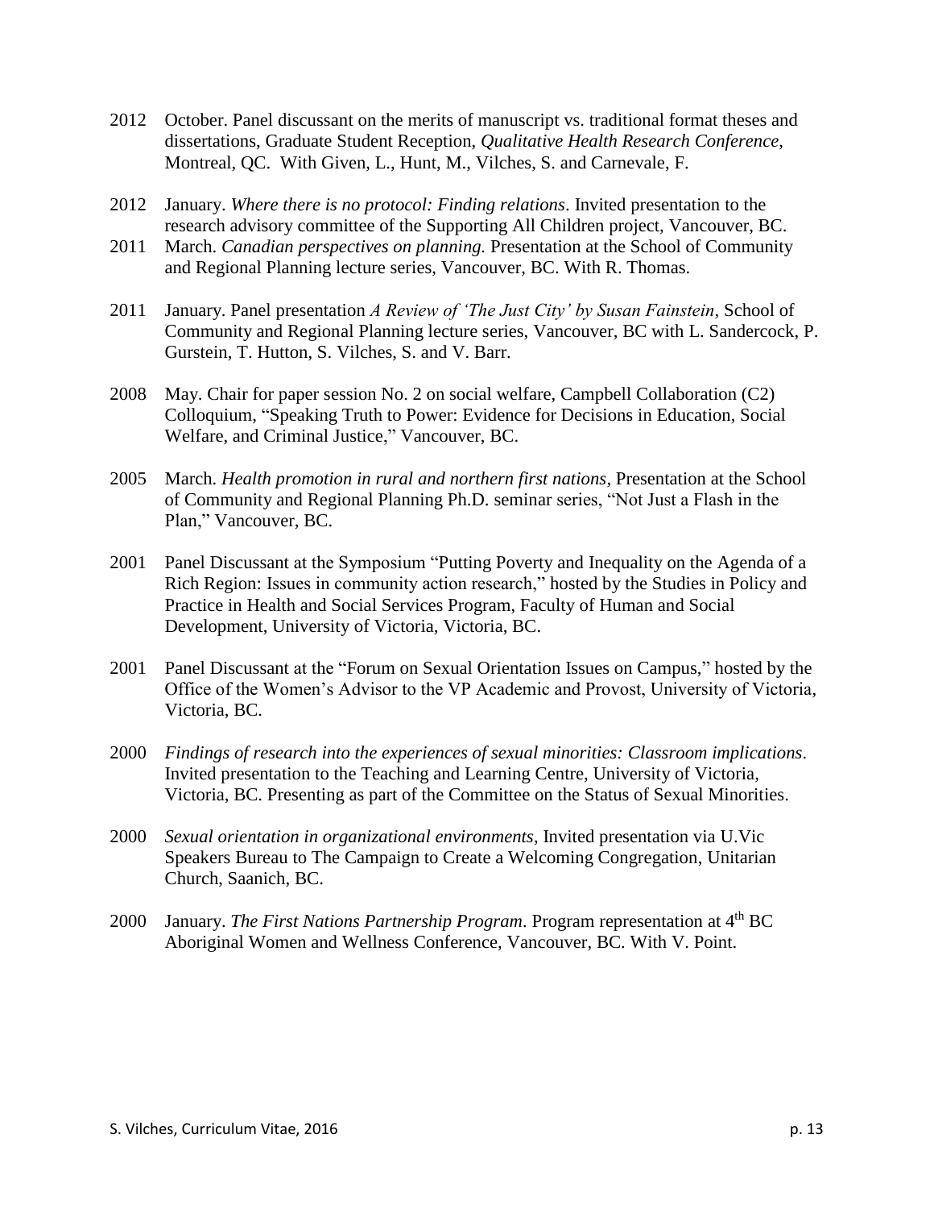2012 October. Panel discussant on the merits of manuscript vs. traditional format theses and dissertations, Graduate Student Reception, *Qualitative Health Research Conference*, Montreal, QC. With Given, L., Hunt, M., Vilches, S. and Carnevale, F.

2012 January. *Where there is no protocol: Finding relations*. Invited presentation to the research advisory committee of the Supporting All Children project, Vancouver, BC.

2011 March. *Canadian perspectives on planning.* Presentation at the School of Community and Regional Planning lecture series, Vancouver, BC. With R. Thomas.

2011 January. Panel presentation *A Review of 'The Just City' by Susan Fainstein*, School of Community and Regional Planning lecture series, Vancouver, BC with L. Sandercock, P. Gurstein, T. Hutton, S. Vilches, S. and V. Barr.

2008 May. Chair for paper session No. 2 on social welfare, Campbell Collaboration (C2) Colloquium, "Speaking Truth to Power: Evidence for Decisions in Education, Social Welfare, and Criminal Justice," Vancouver, BC.

2005 March. *Health promotion in rural and northern first nations*, Presentation at the School of Community and Regional Planning Ph.D. seminar series, "Not Just a Flash in the Plan," Vancouver, BC.

2001 Panel Discussant at the Symposium "Putting Poverty and Inequality on the Agenda of a Rich Region: Issues in community action research," hosted by the Studies in Policy and Practice in Health and Social Services Program, Faculty of Human and Social Development, University of Victoria, Victoria, BC.

2001 Panel Discussant at the "Forum on Sexual Orientation Issues on Campus," hosted by the Office of the Women's Advisor to the VP Academic and Provost, University of Victoria, Victoria, BC.

2000 *Findings of research into the experiences of sexual minorities: Classroom implications*. Invited presentation to the Teaching and Learning Centre, University of Victoria, Victoria, BC. Presenting as part of the Committee on the Status of Sexual Minorities.

2000 *Sexual orientation in organizational environments*, Invited presentation via U.Vic Speakers Bureau to The Campaign to Create a Welcoming Congregation, Unitarian Church, Saanich, BC.

2000 January. *The First Nations Partnership Program*. Program representation at 4th BC Aboriginal Women and Wellness Conference, Vancouver, BC. With V. Point.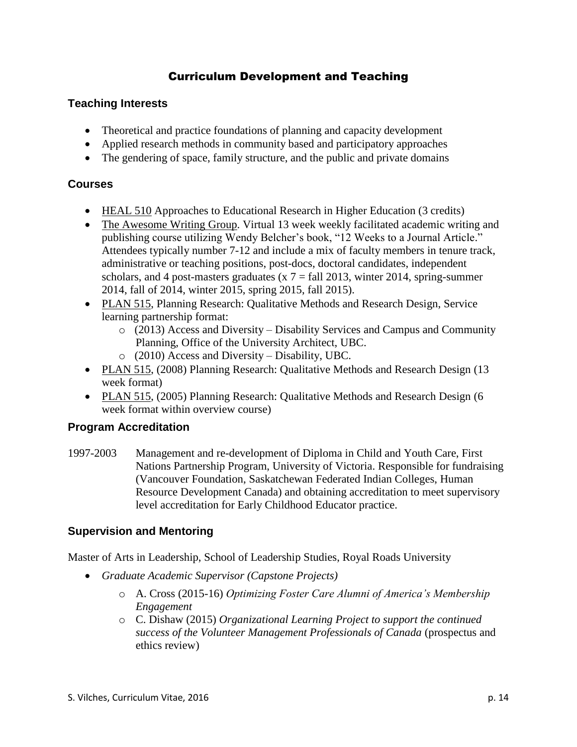# Curriculum Development and Teaching

## Teaching Interests

- Theoretical and practice foundations of planning and capacity development
- Applied research methods in community based and participatory approaches
- The gendering of space, family structure, and the public and private domains

## Courses

- HEAL 510 Approaches to Educational Research in Higher Education (3 credits)
- The Awesome Writing Group. Virtual 13 week weekly facilitated academic writing and publishing course utilizing Wendy Belcher's book, "12 Weeks to a Journal Article." Attendees typically number 7-12 and include a mix of faculty members in tenure track, administrative or teaching positions, post-docs, doctoral candidates, independent scholars, and 4 post-masters graduates (x 7 = fall 2013, winter 2014, spring-summer 2014, fall of 2014, winter 2015, spring 2015, fall 2015).
- PLAN 515, Planning Research: Qualitative Methods and Research Design, Service learning partnership format:
  - (2013) Access and Diversity – Disability Services and Campus and Community Planning, Office of the University Architect, UBC.
  - (2010) Access and Diversity – Disability, UBC.
- PLAN 515, (2008) Planning Research: Qualitative Methods and Research Design (13 week format)
- PLAN 515, (2005) Planning Research: Qualitative Methods and Research Design (6 week format within overview course)

## Program Accreditation

1997-2003 Management and re-development of Diploma in Child and Youth Care, First Nations Partnership Program, University of Victoria. Responsible for fundraising (Vancouver Foundation, Saskatchewan Federated Indian Colleges, Human Resource Development Canada) and obtaining accreditation to meet supervisory level accreditation for Early Childhood Educator practice.

## Supervision and Mentoring

Master of Arts in Leadership, School of Leadership Studies, Royal Roads University

- *Graduate Academic Supervisor (Capstone Projects)*
  - A. Cross (2015-16) *Optimizing Foster Care Alumni of America's Membership Engagement*
  - C. Dishaw (2015) *Organizational Learning Project to support the continued success of the Volunteer Management Professionals of Canada* (prospectus and ethics review)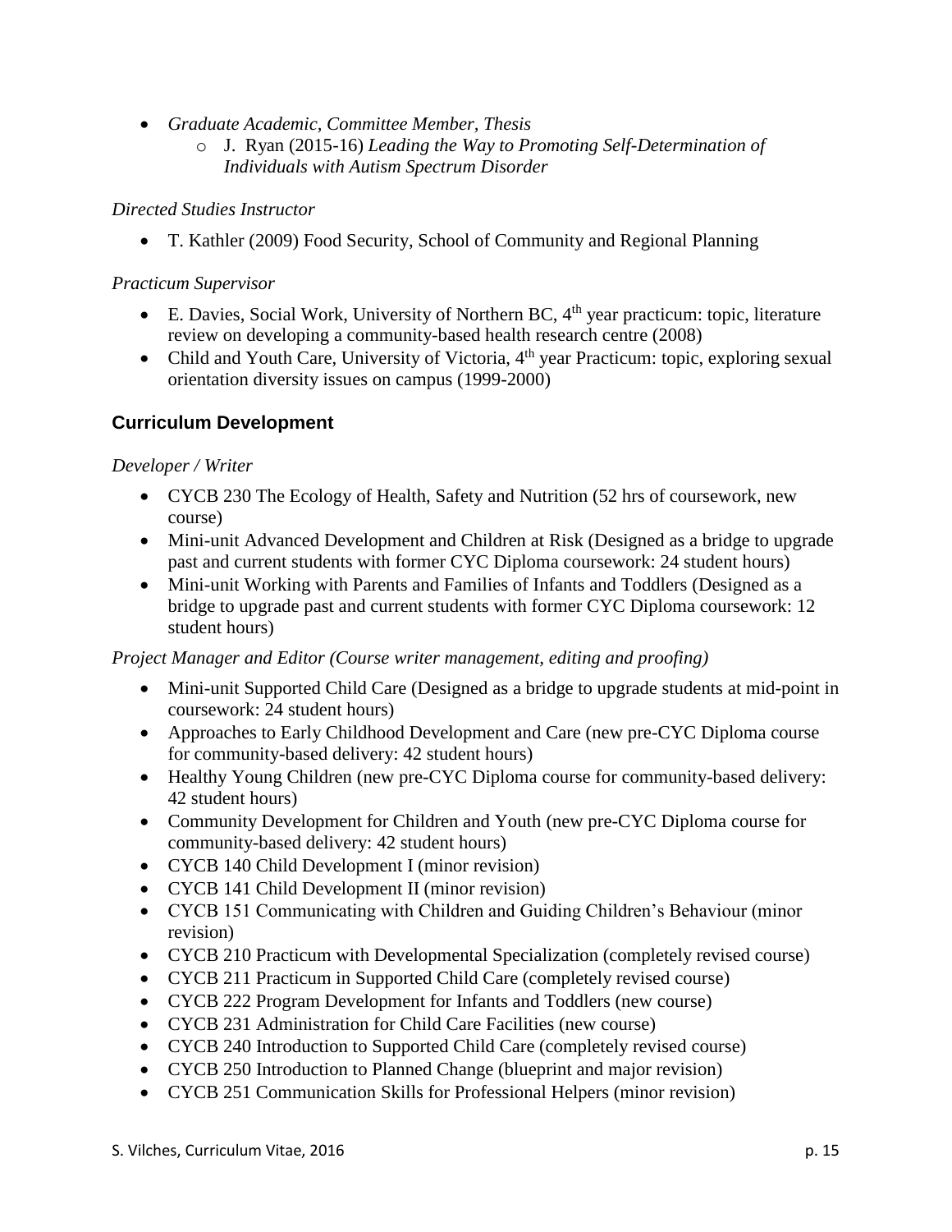- *Graduate Academic, Committee Member, Thesis*
    - J. Ryan (2015-16) *Leading the Way to Promoting Self-Determination of Individuals with Autism Spectrum Disorder*

*Directed Studies Instructor*

- T. Kathler (2009) Food Security, School of Community and Regional Planning

*Practicum Supervisor*

- E. Davies, Social Work, University of Northern BC, 4th year practicum: topic, literature review on developing a community-based health research centre (2008)
- Child and Youth Care, University of Victoria, 4th year Practicum: topic, exploring sexual orientation diversity issues on campus (1999-2000)

## Curriculum Development

*Developer / Writer*

- CYCB 230 The Ecology of Health, Safety and Nutrition (52 hrs of coursework, new course)
- Mini-unit Advanced Development and Children at Risk (Designed as a bridge to upgrade past and current students with former CYC Diploma coursework: 24 student hours)
- Mini-unit Working with Parents and Families of Infants and Toddlers (Designed as a bridge to upgrade past and current students with former CYC Diploma coursework: 12 student hours)

*Project Manager and Editor (Course writer management, editing and proofing)*

- Mini-unit Supported Child Care (Designed as a bridge to upgrade students at mid-point in coursework: 24 student hours)
- Approaches to Early Childhood Development and Care (new pre-CYC Diploma course for community-based delivery: 42 student hours)
- Healthy Young Children (new pre-CYC Diploma course for community-based delivery: 42 student hours)
- Community Development for Children and Youth (new pre-CYC Diploma course for community-based delivery: 42 student hours)
- CYCB 140 Child Development I (minor revision)
- CYCB 141 Child Development II (minor revision)
- CYCB 151 Communicating with Children and Guiding Children's Behaviour (minor revision)
- CYCB 210 Practicum with Developmental Specialization (completely revised course)
- CYCB 211 Practicum in Supported Child Care (completely revised course)
- CYCB 222 Program Development for Infants and Toddlers (new course)
- CYCB 231 Administration for Child Care Facilities (new course)
- CYCB 240 Introduction to Supported Child Care (completely revised course)
- CYCB 250 Introduction to Planned Change (blueprint and major revision)
- CYCB 251 Communication Skills for Professional Helpers (minor revision)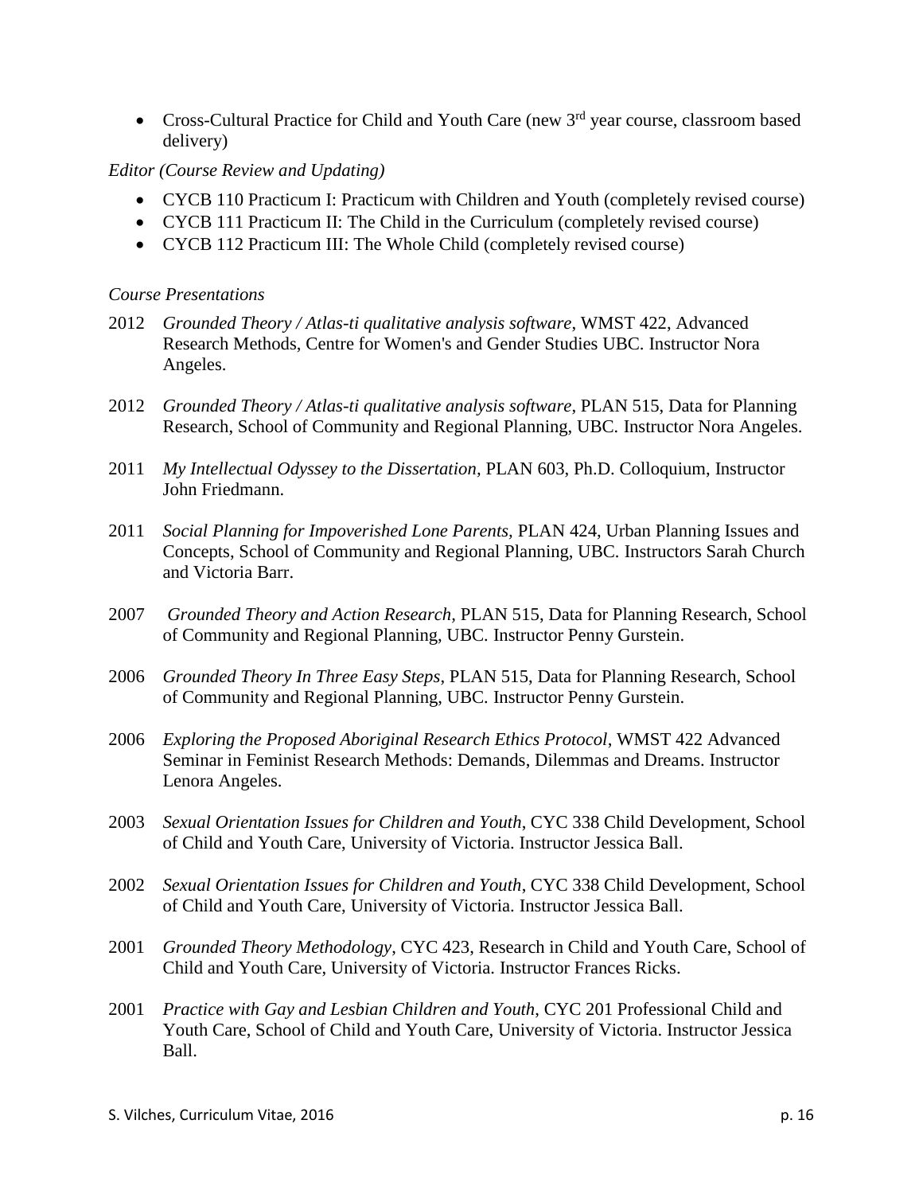- Cross-Cultural Practice for Child and Youth Care (new 3rd year course, classroom based delivery)

*Editor (Course Review and Updating)*

- CYCB 110 Practicum I: Practicum with Children and Youth (completely revised course)
- CYCB 111 Practicum II: The Child in the Curriculum (completely revised course)
- CYCB 112 Practicum III: The Whole Child (completely revised course)

*Course Presentations*

2012 *Grounded Theory / Atlas-ti qualitative analysis software*, WMST 422, Advanced Research Methods, Centre for Women's and Gender Studies UBC. Instructor Nora Angeles.

2012 *Grounded Theory / Atlas-ti qualitative analysis software*, PLAN 515, Data for Planning Research, School of Community and Regional Planning, UBC. Instructor Nora Angeles.

2011 *My Intellectual Odyssey to the Dissertation*, PLAN 603, Ph.D. Colloquium, Instructor John Friedmann.

2011 *Social Planning for Impoverished Lone Parents*, PLAN 424, Urban Planning Issues and Concepts, School of Community and Regional Planning, UBC. Instructors Sarah Church and Victoria Barr.

2007 *Grounded Theory and Action Research*, PLAN 515, Data for Planning Research, School of Community and Regional Planning, UBC. Instructor Penny Gurstein.

2006 *Grounded Theory In Three Easy Steps*, PLAN 515, Data for Planning Research, School of Community and Regional Planning, UBC. Instructor Penny Gurstein.

2006 *Exploring the Proposed Aboriginal Research Ethics Protocol*, WMST 422 Advanced Seminar in Feminist Research Methods: Demands, Dilemmas and Dreams. Instructor Lenora Angeles.

2003 *Sexual Orientation Issues for Children and Youth*, CYC 338 Child Development, School of Child and Youth Care, University of Victoria. Instructor Jessica Ball.

2002 *Sexual Orientation Issues for Children and Youth*, CYC 338 Child Development, School of Child and Youth Care, University of Victoria. Instructor Jessica Ball.

2001 *Grounded Theory Methodology*, CYC 423, Research in Child and Youth Care, School of Child and Youth Care, University of Victoria. Instructor Frances Ricks.

2001 *Practice with Gay and Lesbian Children and Youth*, CYC 201 Professional Child and Youth Care, School of Child and Youth Care, University of Victoria. Instructor Jessica Ball.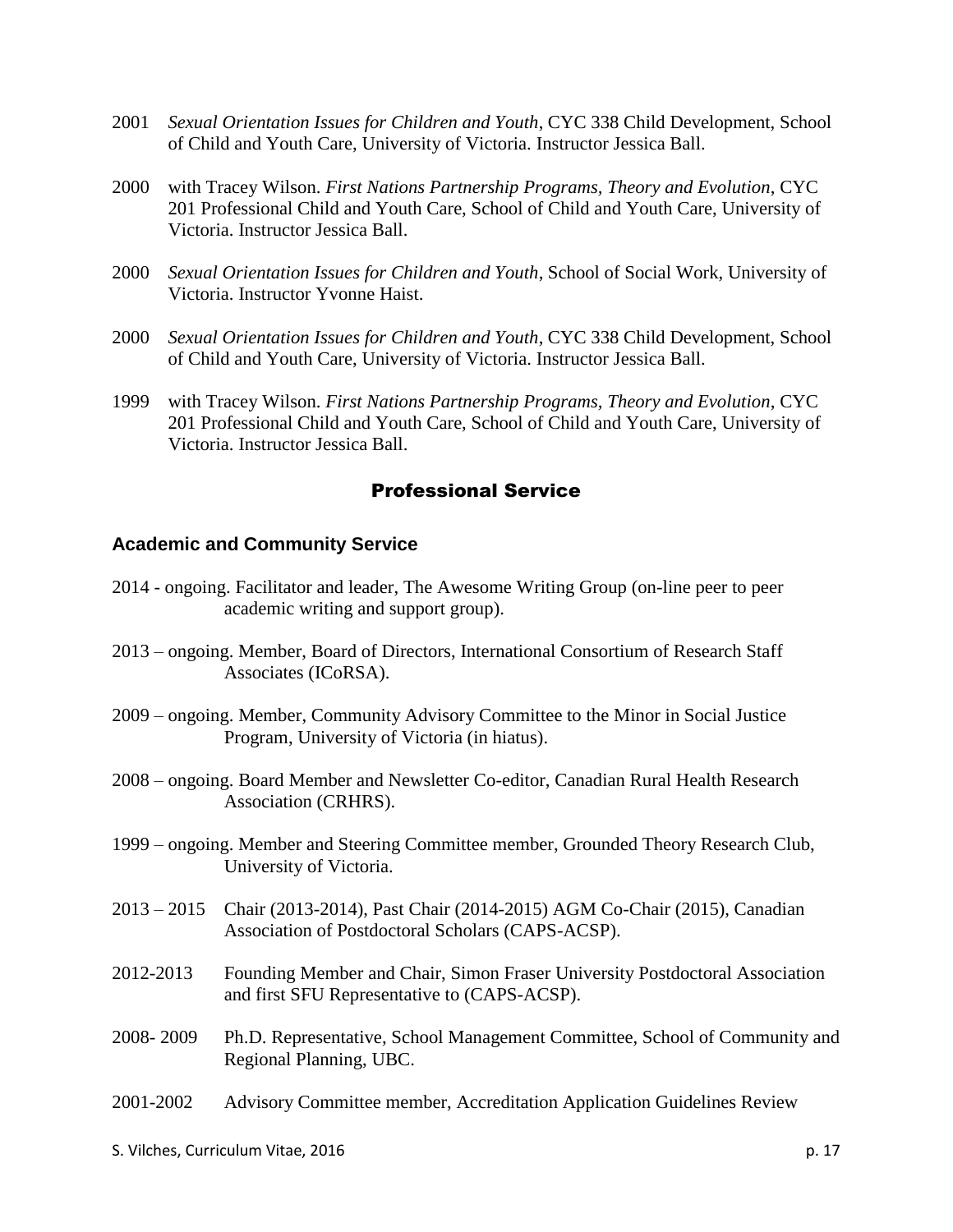2001 *Sexual Orientation Issues for Children and Youth*, CYC 338 Child Development, School of Child and Youth Care, University of Victoria. Instructor Jessica Ball.

2000 with Tracey Wilson. *First Nations Partnership Programs, Theory and Evolution*, CYC 201 Professional Child and Youth Care, School of Child and Youth Care, University of Victoria. Instructor Jessica Ball.

2000 *Sexual Orientation Issues for Children and Youth*, School of Social Work, University of Victoria. Instructor Yvonne Haist.

2000 *Sexual Orientation Issues for Children and Youth*, CYC 338 Child Development, School of Child and Youth Care, University of Victoria. Instructor Jessica Ball.

1999 with Tracey Wilson. *First Nations Partnership Programs, Theory and Evolution*, CYC 201 Professional Child and Youth Care, School of Child and Youth Care, University of Victoria. Instructor Jessica Ball.

## Professional Service

### Academic and Community Service

2014 - ongoing. Facilitator and leader, The Awesome Writing Group (on-line peer to peer academic writing and support group).

2013 – ongoing. Member, Board of Directors, International Consortium of Research Staff Associates (ICoRSA).

2009 – ongoing. Member, Community Advisory Committee to the Minor in Social Justice Program, University of Victoria (in hiatus).

2008 – ongoing. Board Member and Newsletter Co-editor, Canadian Rural Health Research Association (CRHRS).

1999 – ongoing. Member and Steering Committee member, Grounded Theory Research Club, University of Victoria.

2013 – 2015 Chair (2013-2014), Past Chair (2014-2015) AGM Co-Chair (2015), Canadian Association of Postdoctoral Scholars (CAPS-ACSP).

2012-2013 Founding Member and Chair, Simon Fraser University Postdoctoral Association and first SFU Representative to (CAPS-ACSP).

2008- 2009 Ph.D. Representative, School Management Committee, School of Community and Regional Planning, UBC.

2001-2002 Advisory Committee member, Accreditation Application Guidelines Review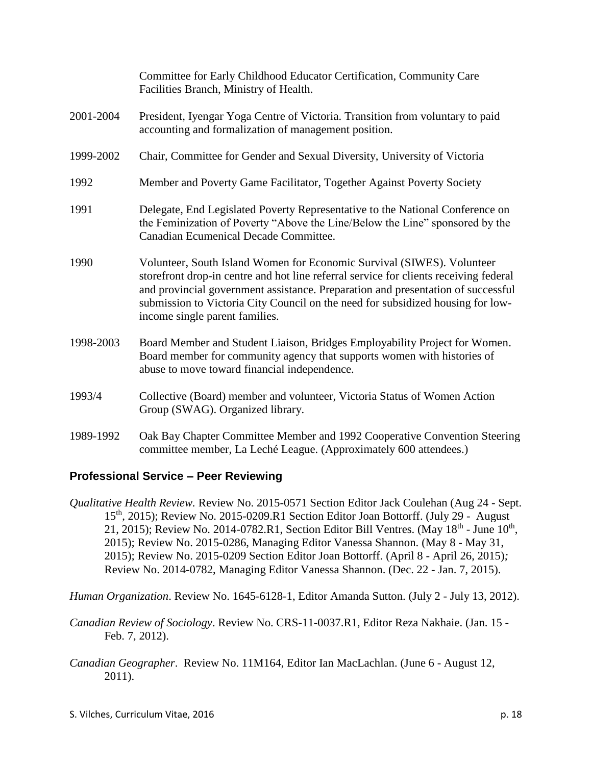Committee for Early Childhood Educator Certification, Community Care Facilities Branch, Ministry of Health.

2001-2004 President, Iyengar Yoga Centre of Victoria. Transition from voluntary to paid accounting and formalization of management position.

1999-2002 Chair, Committee for Gender and Sexual Diversity, University of Victoria

1992 Member and Poverty Game Facilitator, Together Against Poverty Society

1991 Delegate, End Legislated Poverty Representative to the National Conference on the Feminization of Poverty "Above the Line/Below the Line" sponsored by the Canadian Ecumenical Decade Committee.

1990 Volunteer, South Island Women for Economic Survival (SIWES). Volunteer storefront drop-in centre and hot line referral service for clients receiving federal and provincial government assistance. Preparation and presentation of successful submission to Victoria City Council on the need for subsidized housing for low-income single parent families.

1998-2003 Board Member and Student Liaison, Bridges Employability Project for Women. Board member for community agency that supports women with histories of abuse to move toward financial independence.

1993/4 Collective (Board) member and volunteer, Victoria Status of Women Action Group (SWAG). Organized library.

1989-1992 Oak Bay Chapter Committee Member and 1992 Cooperative Convention Steering committee member, La Leché League. (Approximately 600 attendees.)

## Professional Service – Peer Reviewing

*Qualitative Health Review.* Review No. 2015-0571 Section Editor Jack Coulehan (Aug 24 - Sept. 15th, 2015); Review No. 2015-0209.R1 Section Editor Joan Bottorff. (July 29 - August 21, 2015); Review No. 2014-0782.R1, Section Editor Bill Ventres. (May 18th - June 10th, 2015); Review No. 2015-0286, Managing Editor Vanessa Shannon. (May 8 - May 31, 2015); Review No. 2015-0209 Section Editor Joan Bottorff. (April 8 - April 26, 2015); Review No. 2014-0782, Managing Editor Vanessa Shannon. (Dec. 22 - Jan. 7, 2015).

*Human Organization*. Review No. 1645-6128-1, Editor Amanda Sutton. (July 2 - July 13, 2012).

*Canadian Review of Sociology*. Review No. CRS-11-0037.R1, Editor Reza Nakhaie. (Jan. 15 - Feb. 7, 2012).

*Canadian Geographer*. Review No. 11M164, Editor Ian MacLachlan. (June 6 - August 12, 2011).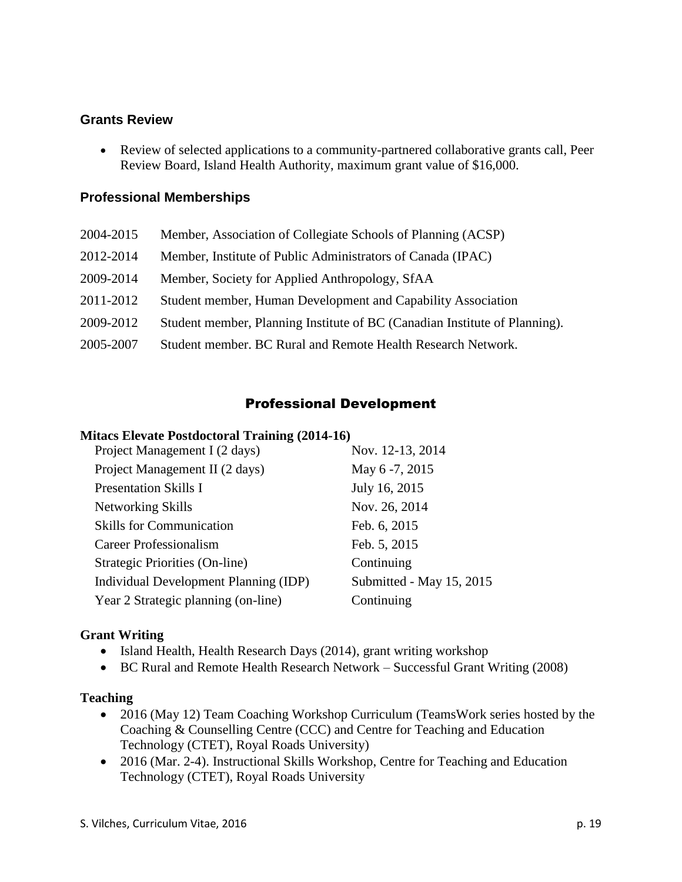### Grants Review

- Review of selected applications to a community-partnered collaborative grants call, Peer Review Board, Island Health Authority, maximum grant value of $16,000.

### Professional Memberships

| | |
|---|---|
| 2004-2015 | Member, Association of Collegiate Schools of Planning (ACSP) |
| 2012-2014 | Member, Institute of Public Administrators of Canada (IPAC) |
| 2009-2014 | Member, Society for Applied Anthropology, SfAA |
| 2011-2012 | Student member, Human Development and Capability Association |
| 2009-2012 | Student member, Planning Institute of BC (Canadian Institute of Planning). |
| 2005-2007 | Student member. BC Rural and Remote Health Research Network. |

## Professional Development

**Mitacs Elevate Postdoctoral Training (2014-16)**

| | |
|---|---|
| Project Management I (2 days) | Nov. 12-13, 2014 |
| Project Management II (2 days) | May 6 -7, 2015 |
| Presentation Skills I | July 16, 2015 |
| Networking Skills | Nov. 26, 2014 |
| Skills for Communication | Feb. 6, 2015 |
| Career Professionalism | Feb. 5, 2015 |
| Strategic Priorities (On-line) | Continuing |
| Individual Development Planning (IDP) | Submitted - May 15, 2015 |
| Year 2 Strategic planning (on-line) | Continuing |

**Grant Writing**

- Island Health, Health Research Days (2014), grant writing workshop
- BC Rural and Remote Health Research Network – Successful Grant Writing (2008)

**Teaching**

- 2016 (May 12) Team Coaching Workshop Curriculum (TeamsWork series hosted by the Coaching & Counselling Centre (CCC) and Centre for Teaching and Education Technology (CTET), Royal Roads University)
- 2016 (Mar. 2-4). Instructional Skills Workshop, Centre for Teaching and Education Technology (CTET), Royal Roads University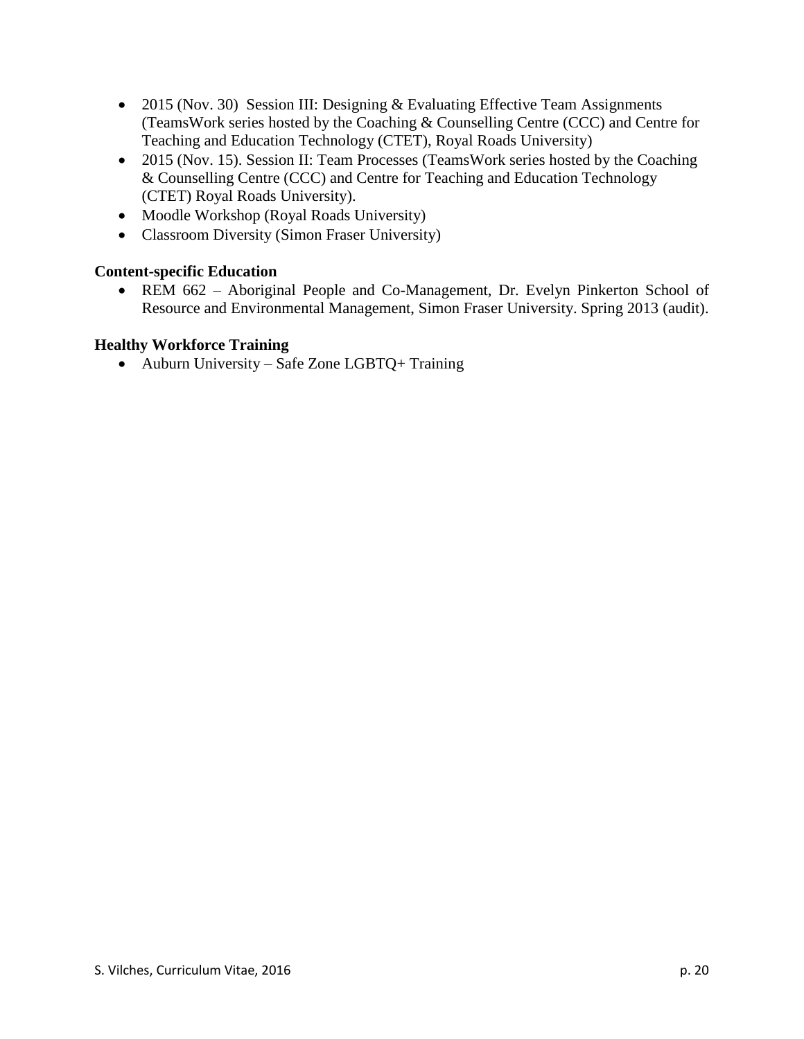- 2015 (Nov. 30) Session III: Designing & Evaluating Effective Team Assignments (TeamsWork series hosted by the Coaching & Counselling Centre (CCC) and Centre for Teaching and Education Technology (CTET), Royal Roads University)
- 2015 (Nov. 15). Session II: Team Processes (TeamsWork series hosted by the Coaching & Counselling Centre (CCC) and Centre for Teaching and Education Technology (CTET) Royal Roads University).
- Moodle Workshop (Royal Roads University)
- Classroom Diversity (Simon Fraser University)

**Content-specific Education**

- REM 662 – Aboriginal People and Co-Management, Dr. Evelyn Pinkerton School of Resource and Environmental Management, Simon Fraser University. Spring 2013 (audit).

**Healthy Workforce Training**

- Auburn University – Safe Zone LGBTQ+ Training